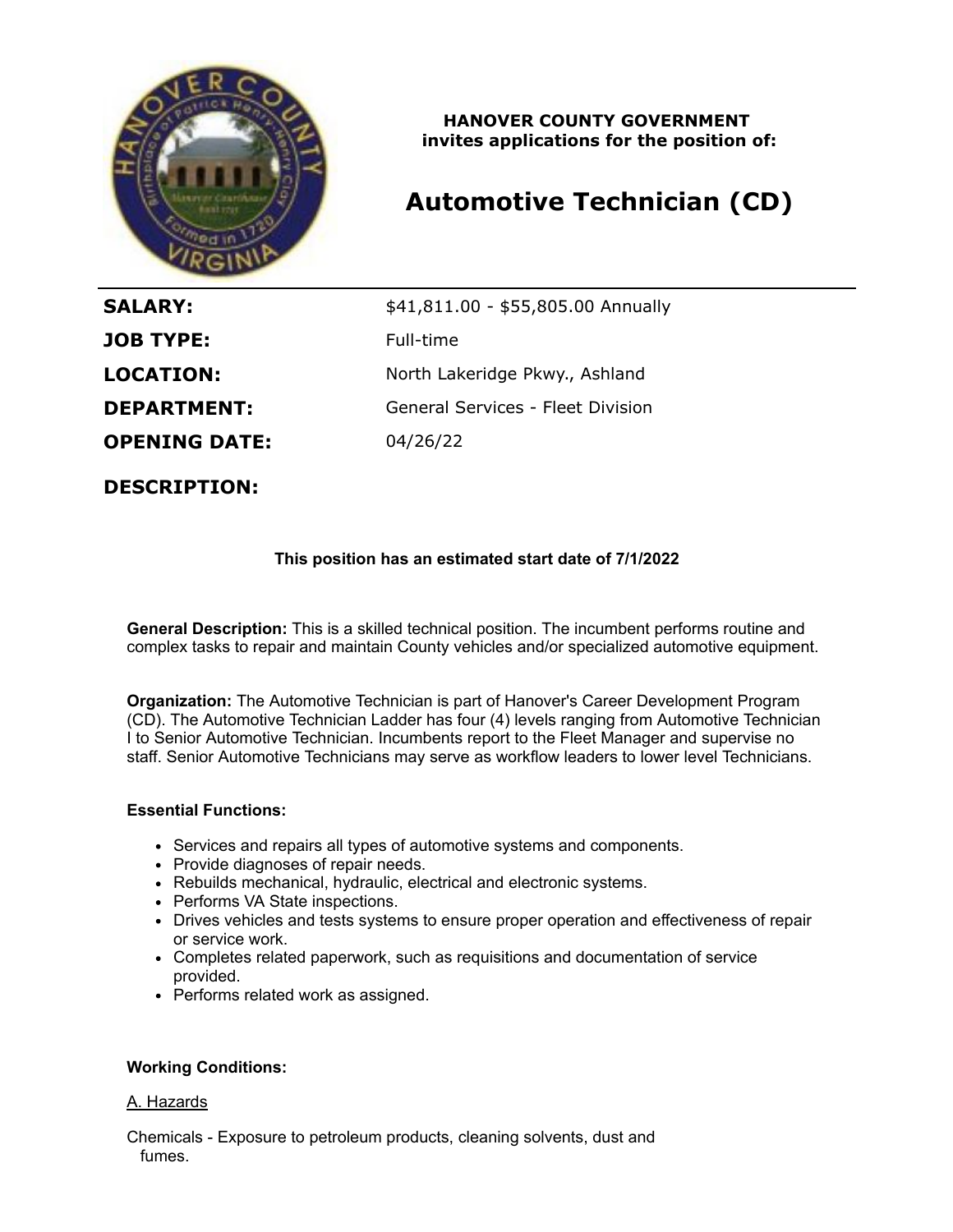**HANOVER COUNTY GOVERNMENT**
**invites applications for the position of:**

# Automotive Technician (CD)

| | |
|---|---|
| **SALARY:** | $41,811.00 - $55,805.00 Annually |
| **JOB TYPE:** | Full-time |
| **LOCATION:** | North Lakeridge Pkwy., Ashland |
| **DEPARTMENT:** | General Services - Fleet Division |
| **OPENING DATE:** | 04/26/22 |

## DESCRIPTION:

**This position has an estimated start date of 7/1/2022**

**General Description:** This is a skilled technical position. The incumbent performs routine and complex tasks to repair and maintain County vehicles and/or specialized automotive equipment.

**Organization:** The Automotive Technician is part of Hanover's Career Development Program (CD). The Automotive Technician Ladder has four (4) levels ranging from Automotive Technician I to Senior Automotive Technician. Incumbents report to the Fleet Manager and supervise no staff. Senior Automotive Technicians may serve as workflow leaders to lower level Technicians.

**Essential Functions:**

- Services and repairs all types of automotive systems and components.
- Provide diagnoses of repair needs.
- Rebuilds mechanical, hydraulic, electrical and electronic systems.
- Performs VA State inspections.
- Drives vehicles and tests systems to ensure proper operation and effectiveness of repair or service work.
- Completes related paperwork, such as requisitions and documentation of service provided.
- Performs related work as assigned.

**Working Conditions:**

A. Hazards

Chemicals - Exposure to petroleum products, cleaning solvents, dust and fumes.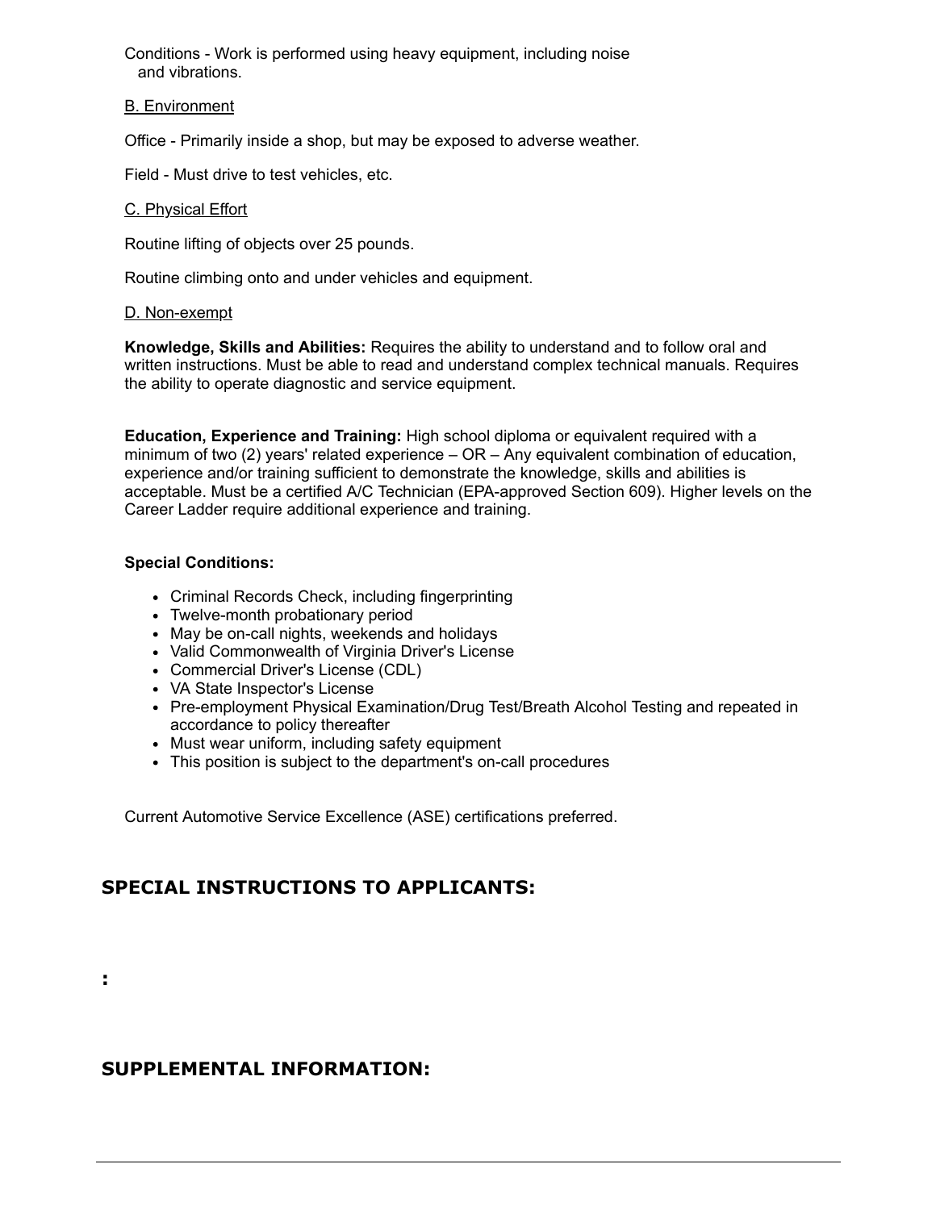Conditions - Work is performed using heavy equipment, including noise and vibrations.

B. Environment

Office - Primarily inside a shop, but may be exposed to adverse weather.

Field - Must drive to test vehicles, etc.

C. Physical Effort

Routine lifting of objects over 25 pounds.

Routine climbing onto and under vehicles and equipment.

D. Non-exempt

**Knowledge, Skills and Abilities:** Requires the ability to understand and to follow oral and written instructions. Must be able to read and understand complex technical manuals. Requires the ability to operate diagnostic and service equipment.

**Education, Experience and Training:** High school diploma or equivalent required with a minimum of two (2) years' related experience – OR – Any equivalent combination of education, experience and/or training sufficient to demonstrate the knowledge, skills and abilities is acceptable. Must be a certified A/C Technician (EPA-approved Section 609). Higher levels on the Career Ladder require additional experience and training.

**Special Conditions:**

- Criminal Records Check, including fingerprinting
- Twelve-month probationary period
- May be on-call nights, weekends and holidays
- Valid Commonwealth of Virginia Driver's License
- Commercial Driver's License (CDL)
- VA State Inspector's License
- Pre-employment Physical Examination/Drug Test/Breath Alcohol Testing and repeated in accordance to policy thereafter
- Must wear uniform, including safety equipment
- This position is subject to the department's on-call procedures

Current Automotive Service Excellence (ASE) certifications preferred.

## SPECIAL INSTRUCTIONS TO APPLICANTS:

**:**

## SUPPLEMENTAL INFORMATION: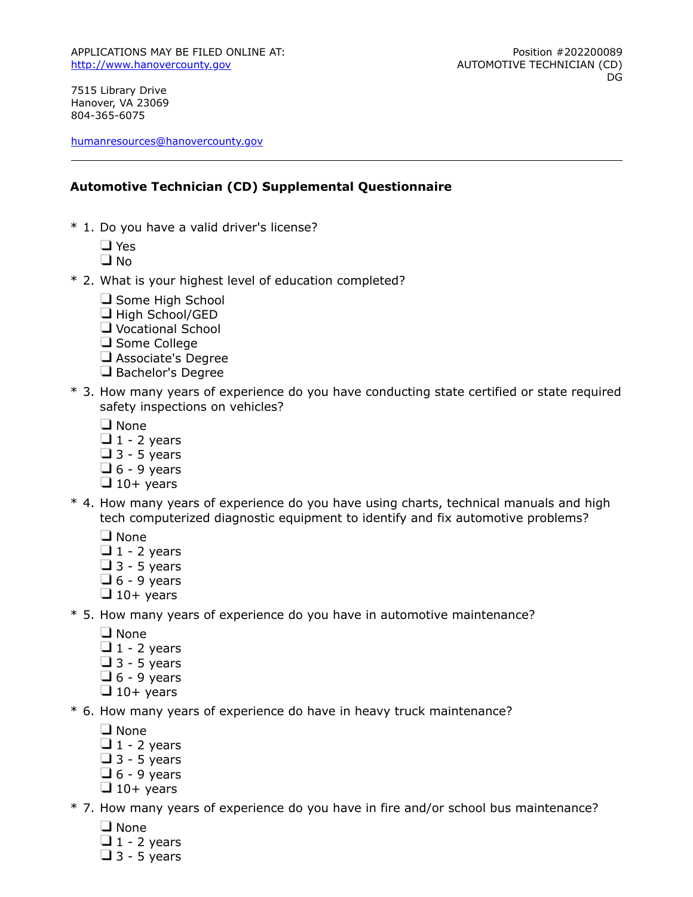APPLICATIONS MAY BE FILED ONLINE AT:
http://www.hanovercounty.gov

Position #202200089
AUTOMOTIVE TECHNICIAN (CD)
DG

7515 Library Drive
Hanover, VA 23069
804-365-6075

humanresources@hanovercounty.gov

---

**Automotive Technician (CD) Supplemental Questionnaire**

\* 1. Do you have a valid driver's license?

- ❑ Yes
- ❑ No

\* 2. What is your highest level of education completed?

- ❑ Some High School
- ❑ High School/GED
- ❑ Vocational School
- ❑ Some College
- ❑ Associate's Degree
- ❑ Bachelor's Degree

\* 3. How many years of experience do you have conducting state certified or state required safety inspections on vehicles?

- ❑ None
- ❑ 1 - 2 years
- ❑ 3 - 5 years
- ❑ 6 - 9 years
- ❑ 10+ years

\* 4. How many years of experience do you have using charts, technical manuals and high tech computerized diagnostic equipment to identify and fix automotive problems?

- ❑ None
- ❑ 1 - 2 years
- ❑ 3 - 5 years
- ❑ 6 - 9 years
- ❑ 10+ years

\* 5. How many years of experience do you have in automotive maintenance?

- ❑ None
- ❑ 1 - 2 years
- ❑ 3 - 5 years
- ❑ 6 - 9 years
- ❑ 10+ years

\* 6. How many years of experience do have in heavy truck maintenance?

- ❑ None
- ❑ 1 - 2 years
- ❑ 3 - 5 years
- ❑ 6 - 9 years
- ❑ 10+ years

\* 7. How many years of experience do you have in fire and/or school bus maintenance?

- ❑ None
- ❑ 1 - 2 years
- ❑ 3 - 5 years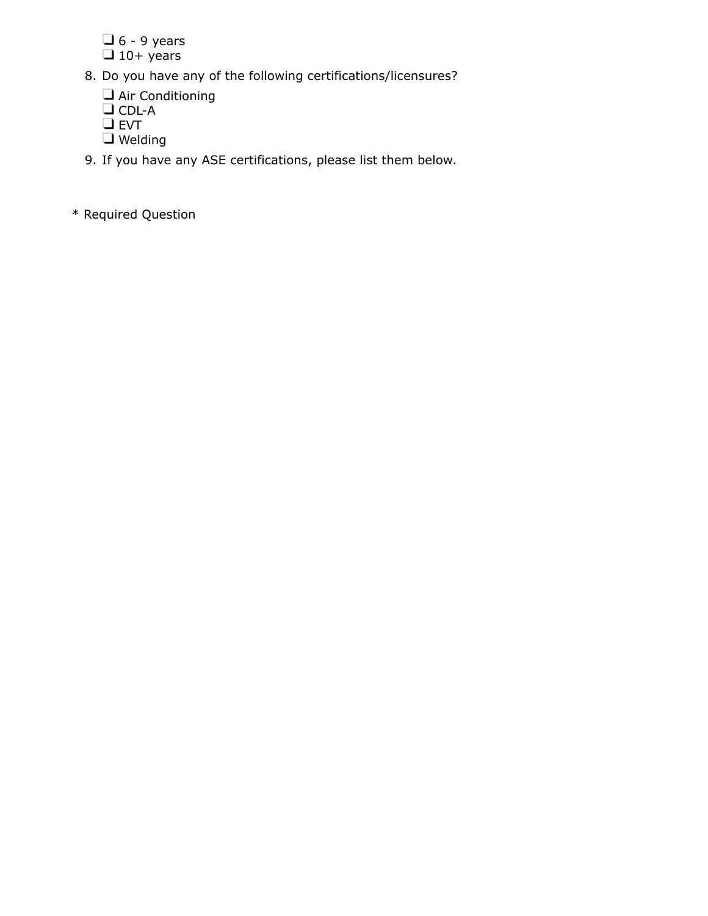- ❑ 6 - 9 years
- ❑ 10+ years

8. Do you have any of the following certifications/licensures?
   - ❑ Air Conditioning
   - ❑ CDL-A
   - ❑ EVT
   - ❑ Welding
9. If you have any ASE certifications, please list them below.

\* Required Question